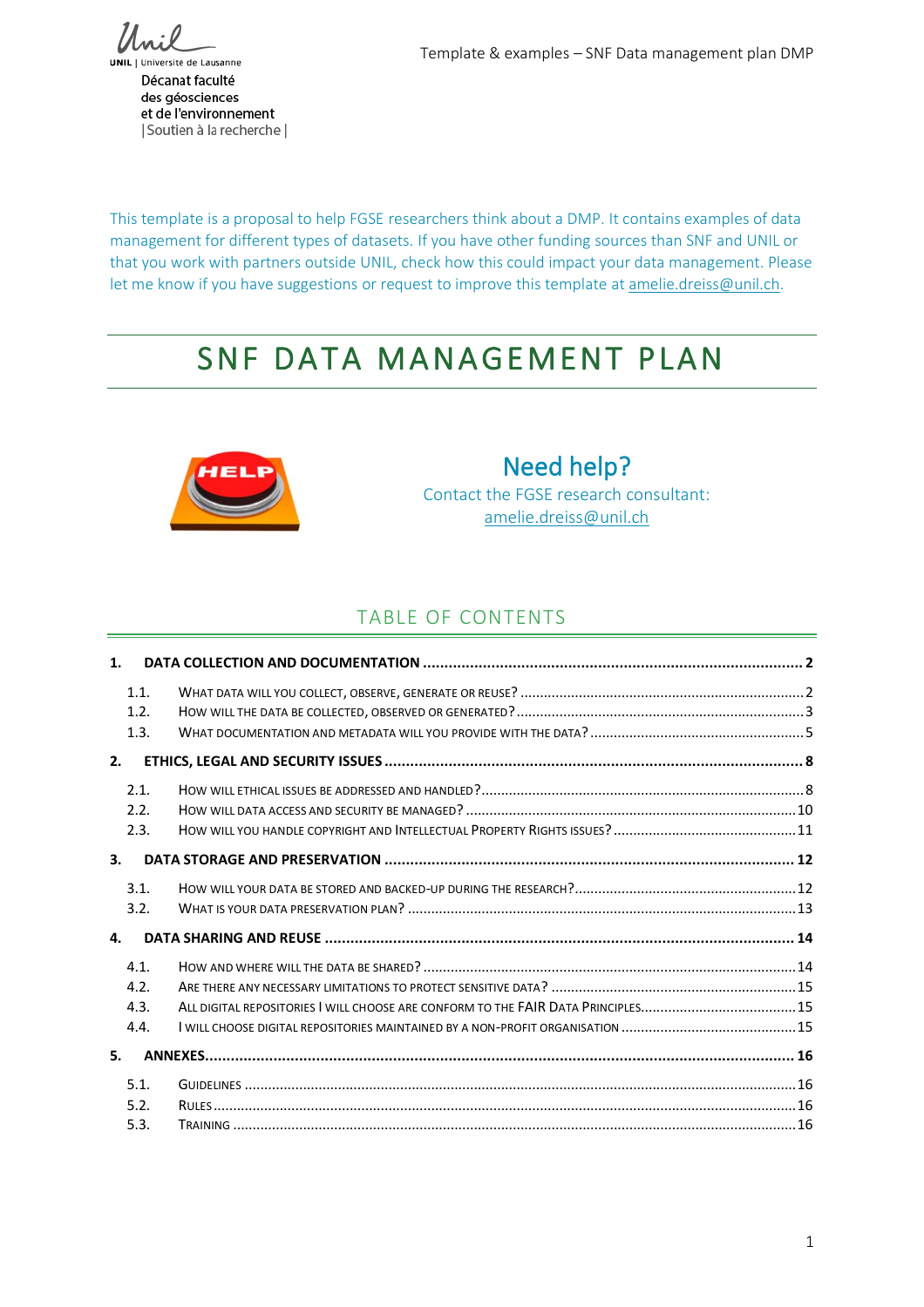Unil | Université de Lausanne

Décanat faculté
des géosciences
et de l'environnement
| Soutien à la recherche |

This template is a proposal to help FGSE researchers think about a DMP. It contains examples of data management for different types of datasets. If you have other funding sources than SNF and UNIL or that you work with partners outside UNIL, check how this could impact your data management. Please let me know if you have suggestions or request to improve this template at amelie.dreiss@unil.ch.

# SNF DATA MANAGEMENT PLAN

## Need help?

Contact the FGSE research consultant:
amelie.dreiss@unil.ch

## TABLE OF CONTENTS

**1. DATA COLLECTION AND DOCUMENTATION ..... 2**

- 1.1. What data will you collect, observe, generate or reuse? ..... 2
- 1.2. How will the data be collected, observed or generated? ..... 3
- 1.3. What documentation and metadata will you provide with the data? ..... 5

**2. ETHICS, LEGAL AND SECURITY ISSUES ..... 8**

- 2.1. How will ethical issues be addressed and handled? ..... 8
- 2.2. How will data access and security be managed? ..... 10
- 2.3. How will you handle copyright and Intellectual Property Rights issues? ..... 11

**3. DATA STORAGE AND PRESERVATION ..... 12**

- 3.1. How will your data be stored and backed-up during the research? ..... 12
- 3.2. What is your data preservation plan? ..... 13

**4. DATA SHARING AND REUSE ..... 14**

- 4.1. How and where will the data be shared? ..... 14
- 4.2. Are there any necessary limitations to protect sensitive data? ..... 15
- 4.3. All digital repositories I will choose are conform to the FAIR Data Principles. ..... 15
- 4.4. I will choose digital repositories maintained by a non-profit organisation ..... 15

**5. ANNEXES ..... 16**

- 5.1. Guidelines ..... 16
- 5.2. Rules ..... 16
- 5.3. Training ..... 16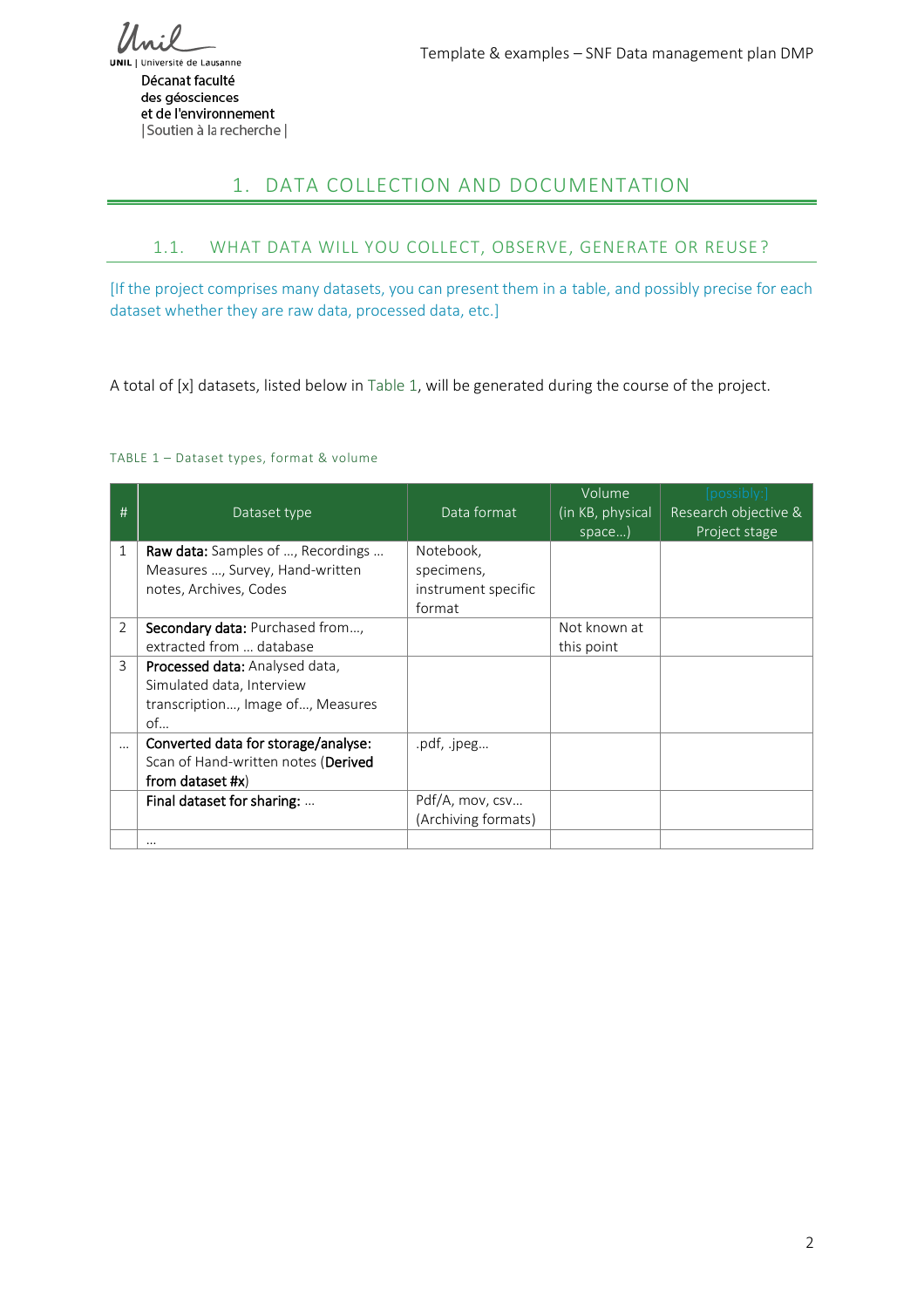# 1. DATA COLLECTION AND DOCUMENTATION

## 1.1. WHAT DATA WILL YOU COLLECT, OBSERVE, GENERATE OR REUSE?

[If the project comprises many datasets, you can present them in a table, and possibly precise for each dataset whether they are raw data, processed data, etc.]

A total of [x] datasets, listed below in Table 1, will be generated during the course of the project.

TABLE 1 – Dataset types, format & volume

| # | Dataset type | Data format | Volume (in KB, physical space…) | [possibly:] Research objective & Project stage |
|---|---|---|---|---|
| 1 | **Raw data:** Samples of …, Recordings … Measures …, Survey, Hand-written notes, Archives, Codes | Notebook, specimens, instrument specific format | | |
| 2 | **Secondary data:** Purchased from…, extracted from … database | | Not known at this point | |
| 3 | **Processed data:** Analysed data, Simulated data, Interview transcription…, Image of…, Measures of… | | | |
| … | **Converted data for storage/analyse:** Scan of Hand-written notes (**Derived from dataset #x**) | .pdf, .jpeg… | | |
| | **Final dataset for sharing:** … | Pdf/A, mov, csv… (Archiving formats) | | |
| | … | | | |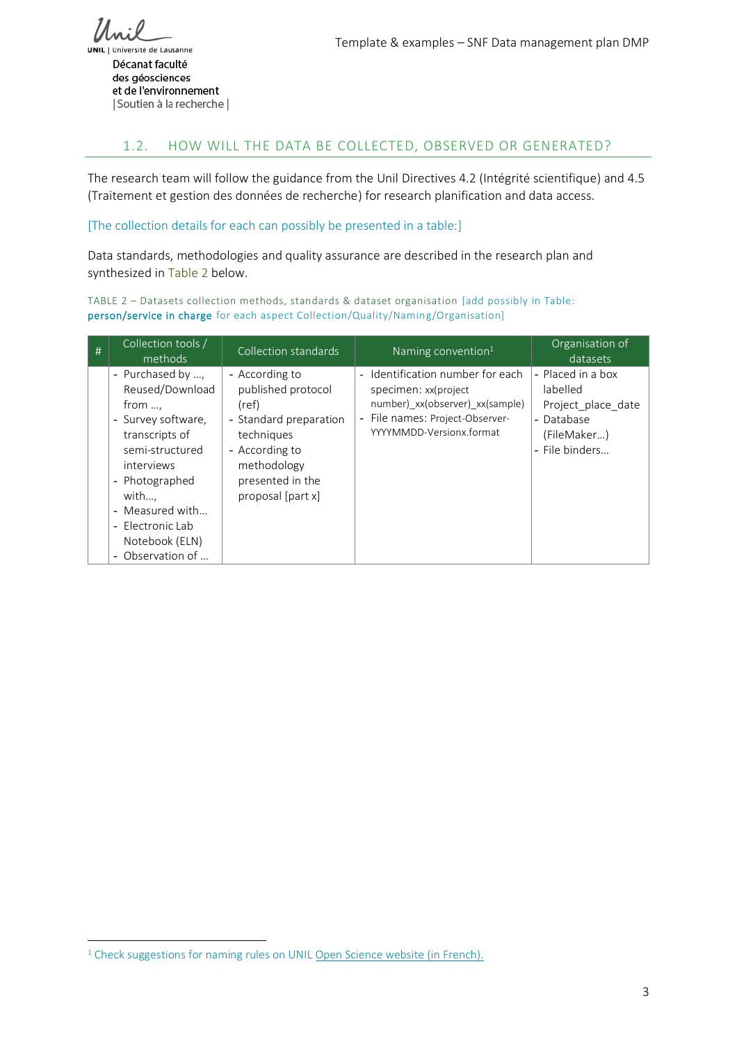## 1.2. HOW WILL THE DATA BE COLLECTED, OBSERVED OR GENERATED?

The research team will follow the guidance from the Unil Directives 4.2 (Intégrité scientifique) and 4.5 (Traitement et gestion des données de recherche) for research planification and data access.

[The collection details for each can possibly be presented in a table:]

Data standards, methodologies and quality assurance are described in the research plan and synthesized in Table 2 below.

TABLE 2 – Datasets collection methods, standards & dataset organisation [add possibly in Table: **person/service in charge** for each aspect Collection/Quality/Naming/Organisation]

| # | Collection tools / methods | Collection standards | Naming convention[1] | Organisation of datasets |
|---|---|---|---|---|
| | - Purchased by …, Reused/Download from …,<br>- Survey software, transcripts of semi-structured interviews<br>- Photographed with…,<br>- Measured with…<br>- Electronic Lab Notebook (ELN)<br>- Observation of … | - According to published protocol (ref)<br>- Standard preparation techniques<br>- According to methodology presented in the proposal [part x] | - Identification number for each specimen: xx(project number)_xx(observer)_xx(sample)<br>- File names: Project-Observer-YYYYMMDD-Versionx.format | - Placed in a box labelled Project_place_date<br>- Database (FileMaker…)<br>- File binders… |

[1] Check suggestions for naming rules on UNIL Open Science website (in French).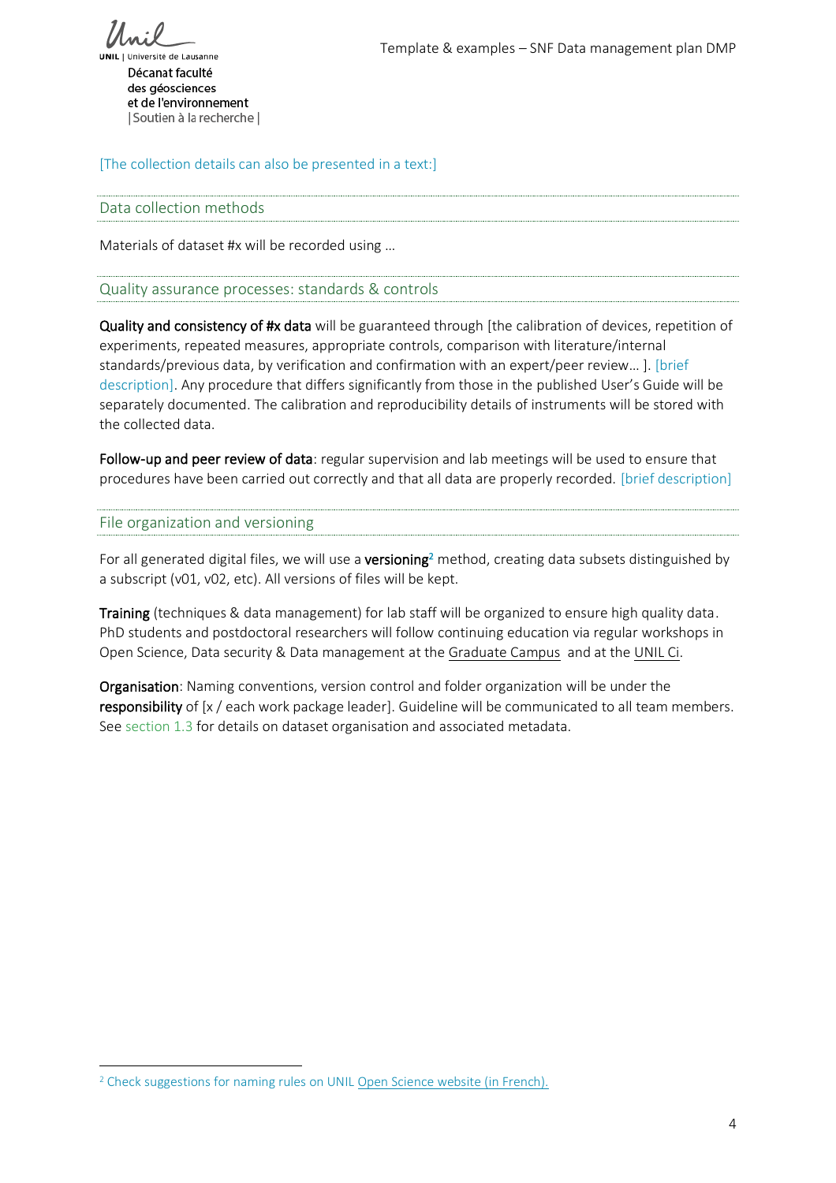[The collection details can also be presented in a text:]

## Data collection methods

Materials of dataset #x will be recorded using …

## Quality assurance processes: standards & controls

**Quality and consistency of #x data** will be guaranteed through [the calibration of devices, repetition of experiments, repeated measures, appropriate controls, comparison with literature/internal standards/previous data, by verification and confirmation with an expert/peer review… ]. [brief description]. Any procedure that differs significantly from those in the published User's Guide will be separately documented. The calibration and reproducibility details of instruments will be stored with the collected data.

**Follow-up and peer review of data**: regular supervision and lab meetings will be used to ensure that procedures have been carried out correctly and that all data are properly recorded. [brief description]

## File organization and versioning

For all generated digital files, we will use a **versioning**[2] method, creating data subsets distinguished by a subscript (v01, v02, etc). All versions of files will be kept.

**Training** (techniques & data management) for lab staff will be organized to ensure high quality data. PhD students and postdoctoral researchers will follow continuing education via regular workshops in Open Science, Data security & Data management at the Graduate Campus and at the UNIL Ci.

**Organisation**: Naming conventions, version control and folder organization will be under the **responsibility** of [x / each work package leader]. Guideline will be communicated to all team members. See section 1.3 for details on dataset organisation and associated metadata.

---

[2] Check suggestions for naming rules on UNIL Open Science website (in French).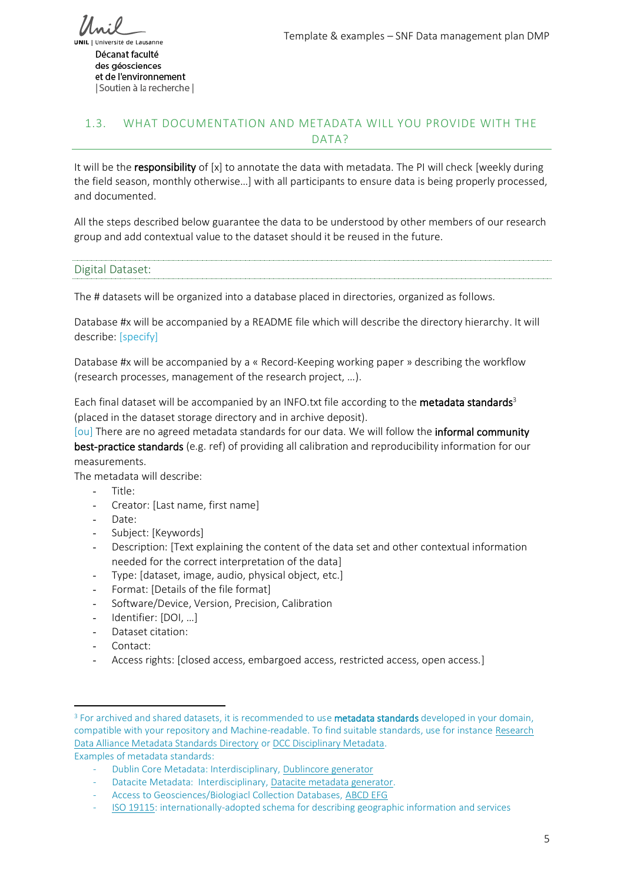## 1.3. WHAT DOCUMENTATION AND METADATA WILL YOU PROVIDE WITH THE DATA?

It will be the **responsibility** of [x] to annotate the data with metadata. The PI will check [weekly during the field season, monthly otherwise…] with all participants to ensure data is being properly processed, and documented.

All the steps described below guarantee the data to be understood by other members of our research group and add contextual value to the dataset should it be reused in the future.

### Digital Dataset:

The # datasets will be organized into a database placed in directories, organized as follows.

Database #x will be accompanied by a README file which will describe the directory hierarchy. It will describe: [specify]

Database #x will be accompanied by a « Record-Keeping working paper » describing the workflow (research processes, management of the research project, …).

Each final dataset will be accompanied by an INFO.txt file according to the **metadata standards**[3] (placed in the dataset storage directory and in archive deposit).
[ou] There are no agreed metadata standards for our data. We will follow the **informal community best-practice standards** (e.g. ref) of providing all calibration and reproducibility information for our measurements.
The metadata will describe:

- Title:
- Creator: [Last name, first name]
- Date:
- Subject: [Keywords]
- Description: [Text explaining the content of the data set and other contextual information needed for the correct interpretation of the data]
- Type: [dataset, image, audio, physical object, etc.]
- Format: [Details of the file format]
- Software/Device, Version, Precision, Calibration
- Identifier: [DOI, …]
- Dataset citation:
- Contact:
- Access rights: [closed access, embargoed access, restricted access, open access.]

---

[3] For archived and shared datasets, it is recommended to use **metadata standards** developed in your domain, compatible with your repository and Machine-readable. To find suitable standards, use for instance Research Data Alliance Metadata Standards Directory or DCC Disciplinary Metadata.
Examples of metadata standards:

- Dublin Core Metadata: Interdisciplinary, Dublincore generator
- Datacite Metadata: Interdisciplinary, Datacite metadata generator.
- Access to Geosciences/Biologiacl Collection Databases, ABCD EFG
- ISO 19115: internationally-adopted schema for describing geographic information and services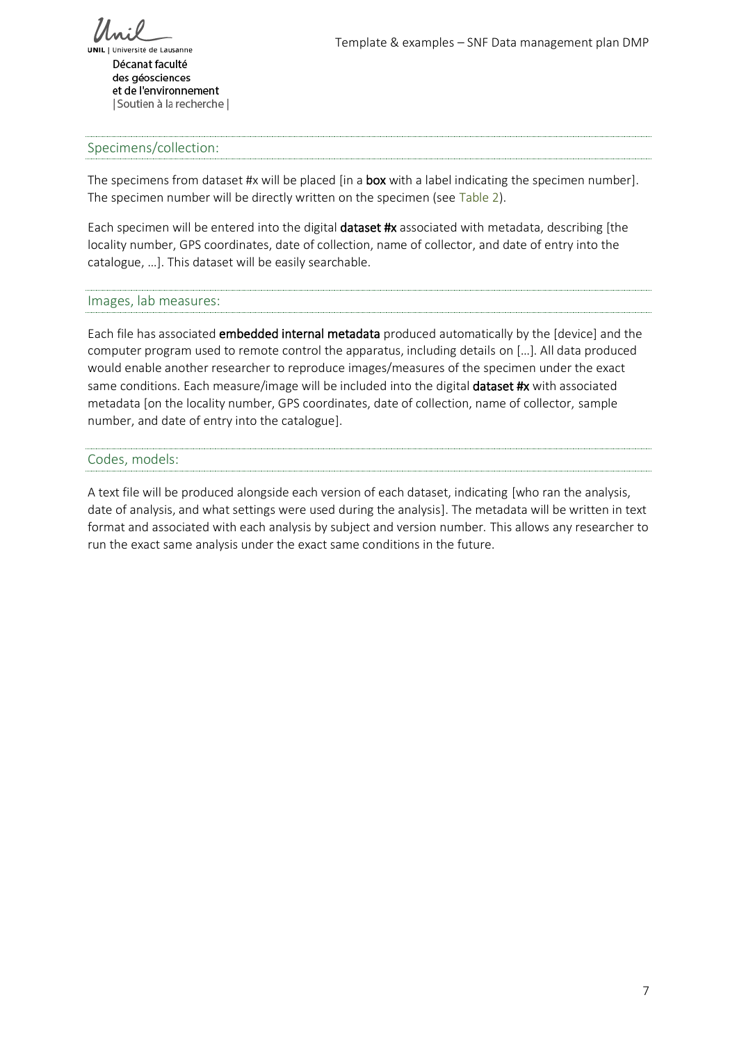### Specimens/collection:

The specimens from dataset #x will be placed [in a **box** with a label indicating the specimen number]. The specimen number will be directly written on the specimen (see Table 2).

Each specimen will be entered into the digital **dataset #x** associated with metadata, describing [the locality number, GPS coordinates, date of collection, name of collector, and date of entry into the catalogue, …]. This dataset will be easily searchable.

### Images, lab measures:

Each file has associated **embedded internal metadata** produced automatically by the [device] and the computer program used to remote control the apparatus, including details on […]. All data produced would enable another researcher to reproduce images/measures of the specimen under the exact same conditions. Each measure/image will be included into the digital **dataset #x** with associated metadata [on the locality number, GPS coordinates, date of collection, name of collector, sample number, and date of entry into the catalogue].

### Codes, models:

A text file will be produced alongside each version of each dataset, indicating [who ran the analysis, date of analysis, and what settings were used during the analysis]. The metadata will be written in text format and associated with each analysis by subject and version number. This allows any researcher to run the exact same analysis under the exact same conditions in the future.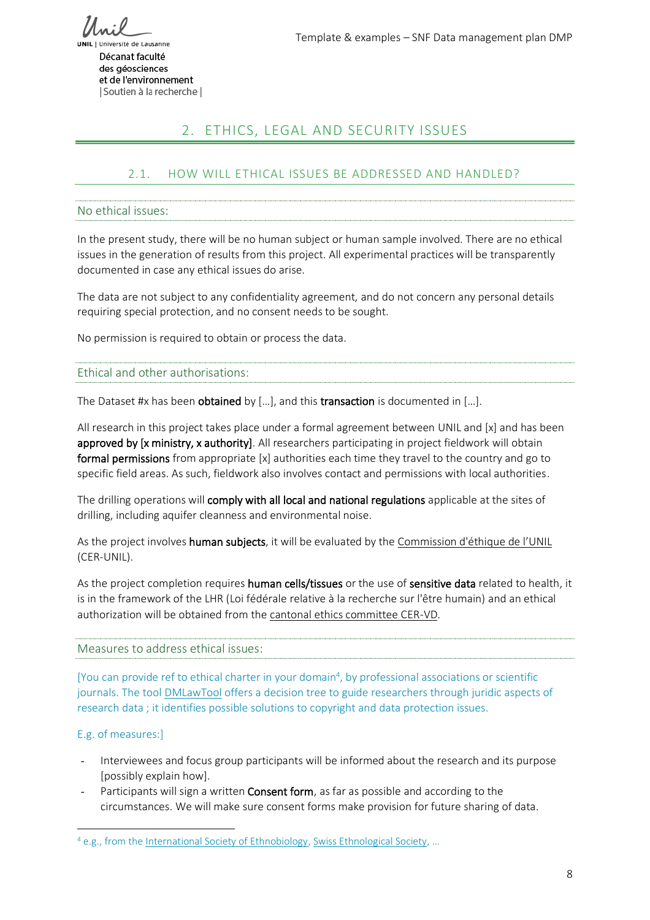# 2. ETHICS, LEGAL AND SECURITY ISSUES

## 2.1. HOW WILL ETHICAL ISSUES BE ADDRESSED AND HANDLED?

### No ethical issues:

In the present study, there will be no human subject or human sample involved. There are no ethical issues in the generation of results from this project. All experimental practices will be transparently documented in case any ethical issues do arise.

The data are not subject to any confidentiality agreement, and do not concern any personal details requiring special protection, and no consent needs to be sought.

No permission is required to obtain or process the data.

### Ethical and other authorisations:

The Dataset #x has been **obtained** by […], and this **transaction** is documented in […].

All research in this project takes place under a formal agreement between UNIL and [x] and has been **approved by [x ministry, x authority]**. All researchers participating in project fieldwork will obtain **formal permissions** from appropriate [x] authorities each time they travel to the country and go to specific field areas. As such, fieldwork also involves contact and permissions with local authorities.

The drilling operations will **comply with all local and national regulations** applicable at the sites of drilling, including aquifer cleanness and environmental noise.

As the project involves **human subjects**, it will be evaluated by the Commission d'éthique de l'UNIL (CER-UNIL).

As the project completion requires **human cells/tissues** or the use of **sensitive data** related to health, it is in the framework of the LHR (Loi fédérale relative à la recherche sur l'être humain) and an ethical authorization will be obtained from the cantonal ethics committee CER-VD.

### Measures to address ethical issues:

[You can provide ref to ethical charter in your domain[4], by professional associations or scientific journals. The tool DMLawTool offers a decision tree to guide researchers through juridic aspects of research data ; it identifies possible solutions to copyright and data protection issues.

E.g. of measures:]

- Interviewees and focus group participants will be informed about the research and its purpose [possibly explain how].
- Participants will sign a written **Consent form**, as far as possible and according to the circumstances. We will make sure consent forms make provision for future sharing of data.

[4] e.g., from the International Society of Ethnobiology, Swiss Ethnological Society, …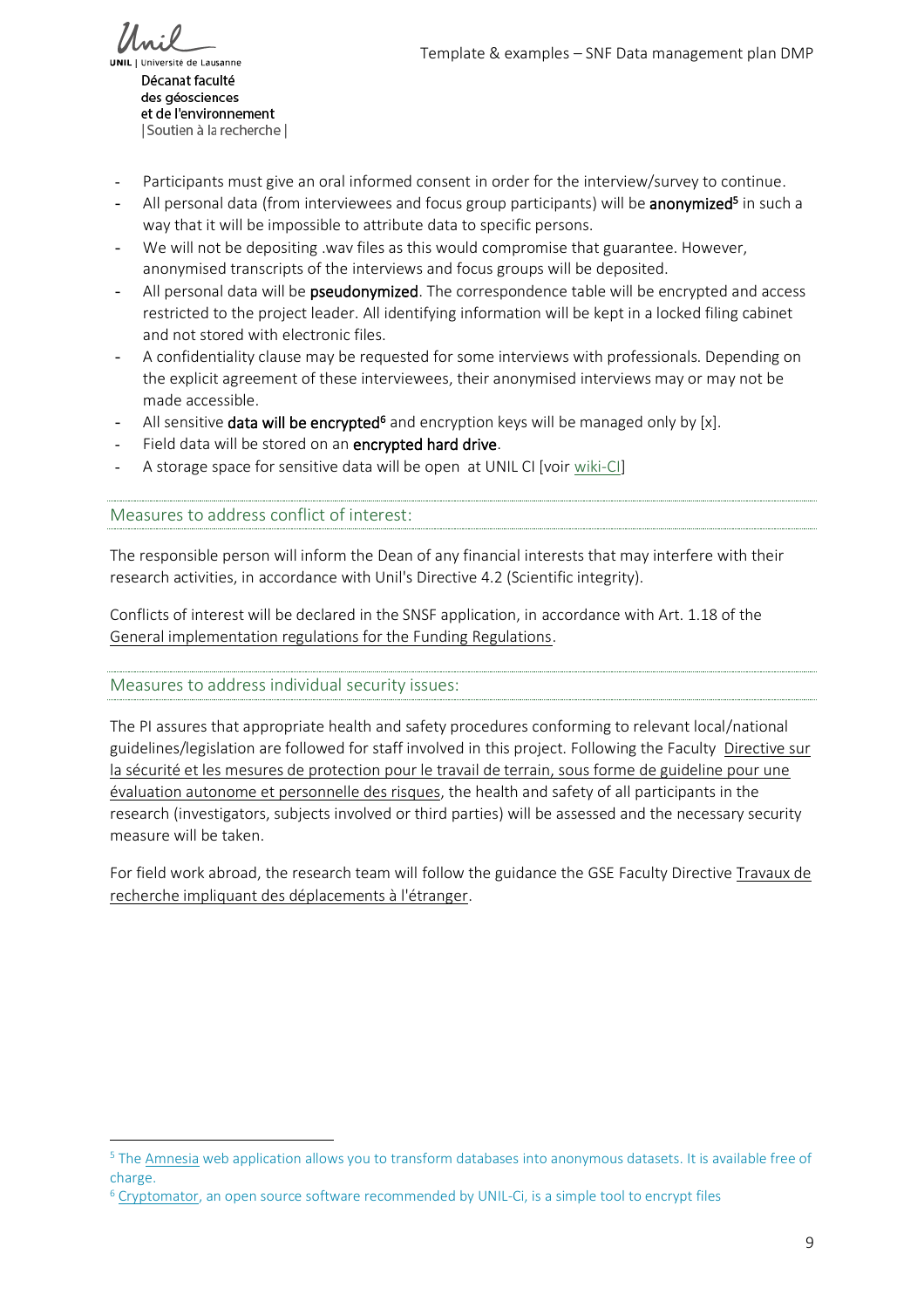- Participants must give an oral informed consent in order for the interview/survey to continue.
- All personal data (from interviewees and focus group participants) will be **anonymized**[5] in such a way that it will be impossible to attribute data to specific persons.
- We will not be depositing .wav files as this would compromise that guarantee. However, anonymised transcripts of the interviews and focus groups will be deposited.
- All personal data will be **pseudonymized**. The correspondence table will be encrypted and access restricted to the project leader. All identifying information will be kept in a locked filing cabinet and not stored with electronic files.
- A confidentiality clause may be requested for some interviews with professionals. Depending on the explicit agreement of these interviewees, their anonymised interviews may or may not be made accessible.
- All sensitive **data will be encrypted**[6] and encryption keys will be managed only by [x].
- Field data will be stored on an **encrypted hard drive**.
- A storage space for sensitive data will be open at UNIL CI [voir wiki-CI]

## Measures to address conflict of interest:

The responsible person will inform the Dean of any financial interests that may interfere with their research activities, in accordance with Unil's Directive 4.2 (Scientific integrity).

Conflicts of interest will be declared in the SNSF application, in accordance with Art. 1.18 of the General implementation regulations for the Funding Regulations.

## Measures to address individual security issues:

The PI assures that appropriate health and safety procedures conforming to relevant local/national guidelines/legislation are followed for staff involved in this project. Following the Faculty Directive sur la sécurité et les mesures de protection pour le travail de terrain, sous forme de guideline pour une évaluation autonome et personnelle des risques, the health and safety of all participants in the research (investigators, subjects involved or third parties) will be assessed and the necessary security measure will be taken.

For field work abroad, the research team will follow the guidance the GSE Faculty Directive Travaux de recherche impliquant des déplacements à l'étranger.

---

[5] The Amnesia web application allows you to transform databases into anonymous datasets. It is available free of charge.

[6] Cryptomator, an open source software recommended by UNIL-Ci, is a simple tool to encrypt files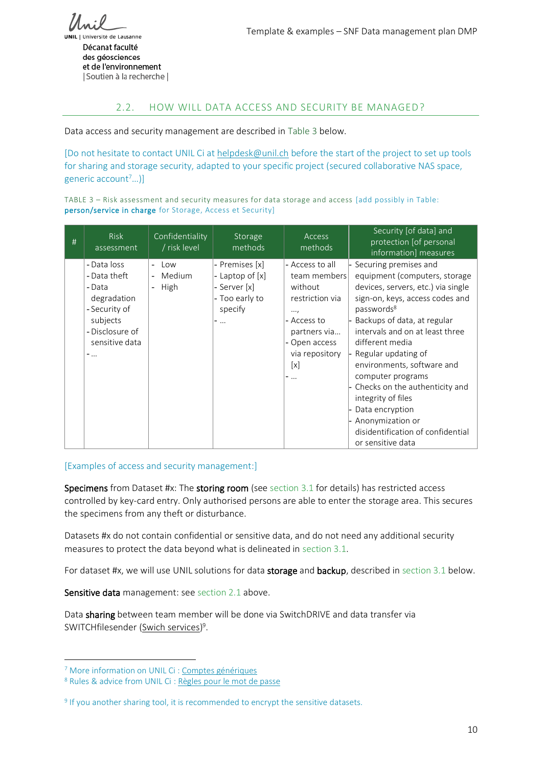## 2.2. HOW WILL DATA ACCESS AND SECURITY BE MANAGED?

Data access and security management are described in Table 3 below.

[Do not hesitate to contact UNIL Ci at helpdesk@unil.ch before the start of the project to set up tools for sharing and storage security, adapted to your specific project (secured collaborative NAS space, generic account[7]…)]

TABLE 3 – Risk assessment and security measures for data storage and access [add possibly in Table: **person/service in charge** for Storage, Access et Security]

| # | Risk assessment | Confidentiality / risk level | Storage methods | Access methods | Security [of data] and protection [of personal information] measures |
|---|---|---|---|---|---|
| | - Data loss<br>- Data theft<br>- Data degradation<br>- Security of subjects<br>- Disclosure of sensitive data<br>- … | - Low<br>- Medium<br>- High | - Premises [x]<br>- Laptop of [x]<br>- Server [x]<br>- Too early to specify<br>- … | - Access to all team members without restriction via …,<br>- Access to partners via…<br>- Open access via repository [x]<br>- … | - Securing premises and equipment (computers, storage devices, servers, etc.) via single sign-on, keys, access codes and passwords[8]<br>- Backups of data, at regular intervals and on at least three different media<br>- Regular updating of environments, software and computer programs<br>- Checks on the authenticity and integrity of files<br>- Data encryption<br>- Anonymization or disidentification of confidential or sensitive data |

[Examples of access and security management:]

**Specimens** from Dataset #x: The **storing room** (see section 3.1 for details) has restricted access controlled by key-card entry. Only authorised persons are able to enter the storage area. This secures the specimens from any theft or disturbance.

Datasets #x do not contain confidential or sensitive data, and do not need any additional security measures to protect the data beyond what is delineated in section 3.1.

For dataset #x, we will use UNIL solutions for data **storage** and **backup**, described in section 3.1 below.

**Sensitive data** management: see section 2.1 above.

Data **sharing** between team member will be done via SwitchDRIVE and data transfer via SWITCHfilesender (Swich services)[9].

---

[7] More information on UNIL Ci : Comptes génériques

[8] Rules & advice from UNIL Ci : Règles pour le mot de passe

[9] If you another sharing tool, it is recommended to encrypt the sensitive datasets.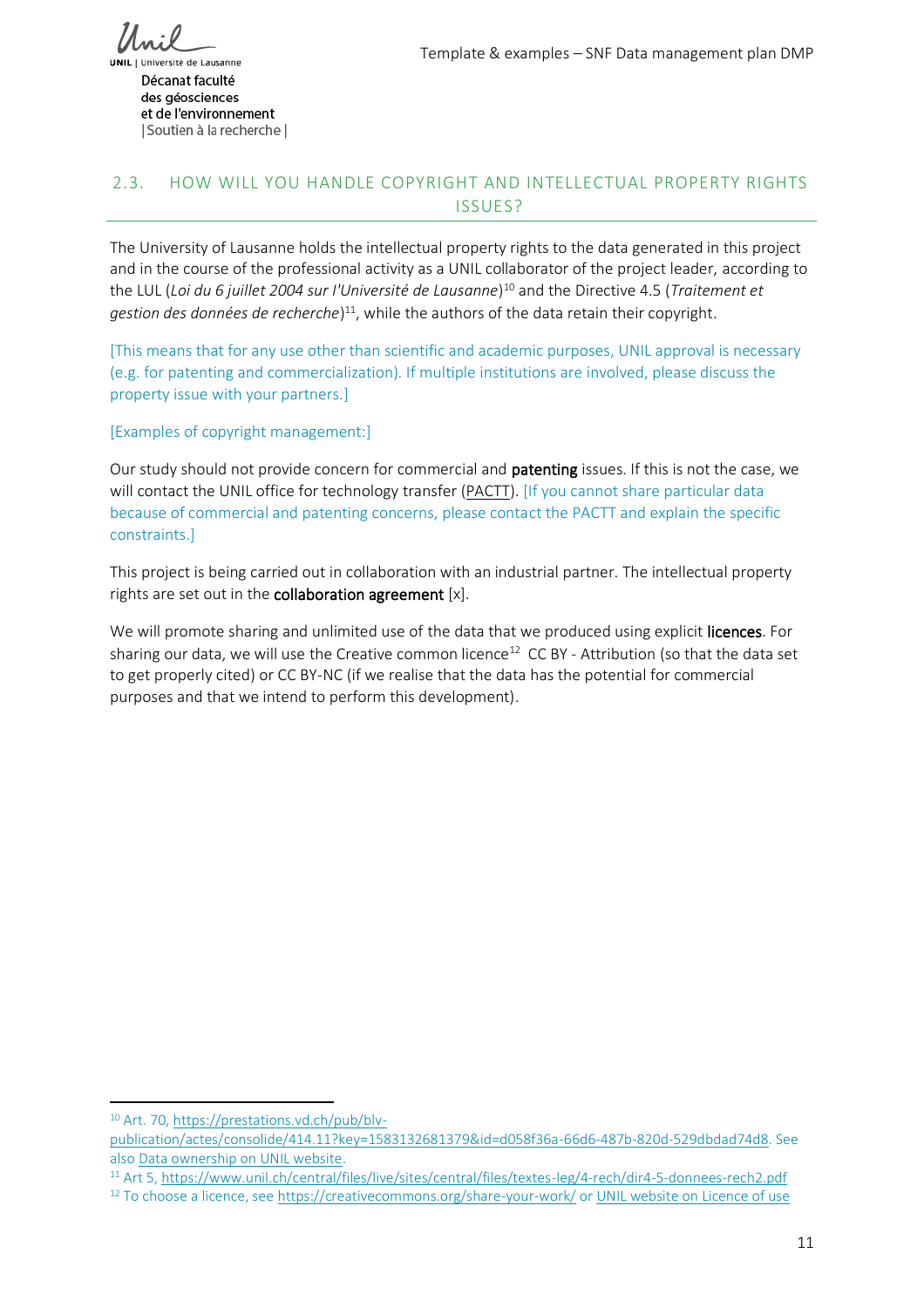## 2.3. HOW WILL YOU HANDLE COPYRIGHT AND INTELLECTUAL PROPERTY RIGHTS ISSUES?

The University of Lausanne holds the intellectual property rights to the data generated in this project and in the course of the professional activity as a UNIL collaborator of the project leader, according to the LUL (*Loi du 6 juillet 2004 sur l'Université de Lausanne*)[10] and the Directive 4.5 (*Traitement et gestion des données de recherche*)[11], while the authors of the data retain their copyright.

[This means that for any use other than scientific and academic purposes, UNIL approval is necessary (e.g. for patenting and commercialization). If multiple institutions are involved, please discuss the property issue with your partners.]

[Examples of copyright management:]

Our study should not provide concern for commercial and **patenting** issues. If this is not the case, we will contact the UNIL office for technology transfer (PACTT). [If you cannot share particular data because of commercial and patenting concerns, please contact the PACTT and explain the specific constraints.]

This project is being carried out in collaboration with an industrial partner. The intellectual property rights are set out in the **collaboration agreement** [x].

We will promote sharing and unlimited use of the data that we produced using explicit **licences**. For sharing our data, we will use the Creative common licence[12] CC BY - Attribution (so that the data set to get properly cited) or CC BY-NC (if we realise that the data has the potential for commercial purposes and that we intend to perform this development).

---

[10] Art. 70, https://prestations.vd.ch/pub/blv-publication/actes/consolide/414.11?key=1583132681379&id=d058f36a-66d6-487b-820d-529dbdad74d8. See also Data ownership on UNIL website.

[11] Art 5, https://www.unil.ch/central/files/live/sites/central/files/textes-leg/4-rech/dir4-5-donnees-rech2.pdf

[12] To choose a licence, see https://creativecommons.org/share-your-work/ or UNIL website on Licence of use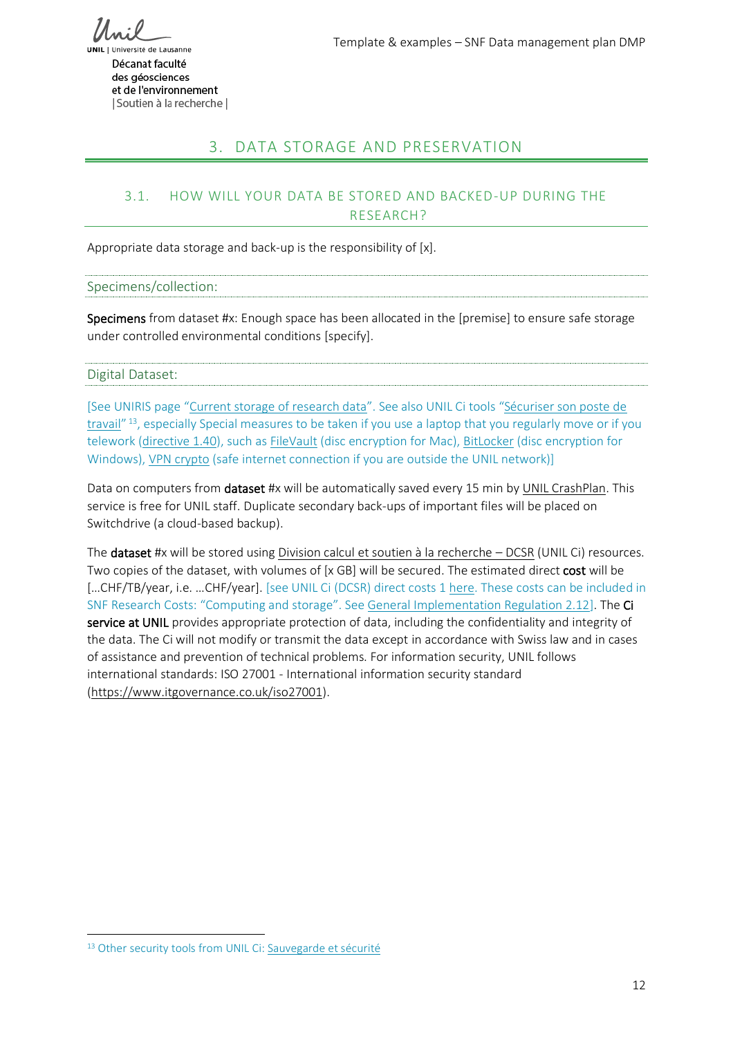# 3. DATA STORAGE AND PRESERVATION

## 3.1. HOW WILL YOUR DATA BE STORED AND BACKED-UP DURING THE RESEARCH?

Appropriate data storage and back-up is the responsibility of [x].

### Specimens/collection:

**Specimens** from dataset #x: Enough space has been allocated in the [premise] to ensure safe storage under controlled environmental conditions [specify].

### Digital Dataset:

[See UNIRIS page "Current storage of research data". See also UNIL Ci tools "Sécuriser son poste de travail" [13], especially Special measures to be taken if you use a laptop that you regularly move or if you telework (directive 1.40), such as FileVault (disc encryption for Mac), BitLocker (disc encryption for Windows), VPN crypto (safe internet connection if you are outside the UNIL network)]

Data on computers from **dataset** #x will be automatically saved every 15 min by UNIL CrashPlan. This service is free for UNIL staff. Duplicate secondary back-ups of important files will be placed on Switchdrive (a cloud-based backup).

The **dataset** #x will be stored using Division calcul et soutien à la recherche – DCSR (UNIL Ci) resources. Two copies of the dataset, with volumes of [x GB] will be secured. The estimated direct **cost** will be […CHF/TB/year, i.e. …CHF/year]. [see UNIL Ci (DCSR) direct costs 1 here. These costs can be included in SNF Research Costs: "Computing and storage". See General Implementation Regulation 2.12]. The **Ci service at UNIL** provides appropriate protection of data, including the confidentiality and integrity of the data. The Ci will not modify or transmit the data except in accordance with Swiss law and in cases of assistance and prevention of technical problems. For information security, UNIL follows international standards: ISO 27001 - International information security standard (https://www.itgovernance.co.uk/iso27001).

[13] Other security tools from UNIL Ci: Sauvegarde et sécurité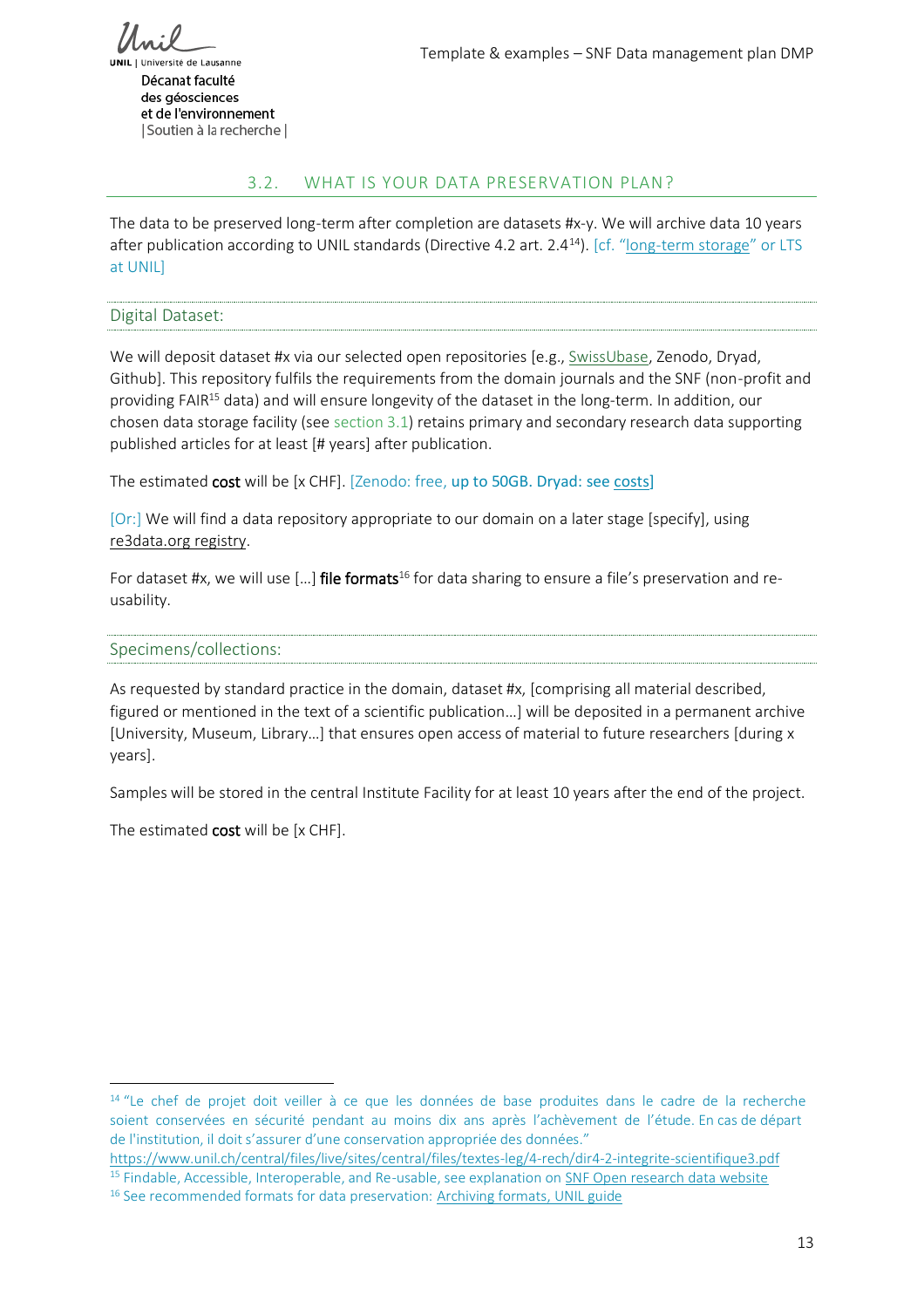### 3.2. WHAT IS YOUR DATA PRESERVATION PLAN?

The data to be preserved long-term after completion are datasets #x-y. We will archive data 10 years after publication according to UNIL standards (Directive 4.2 art. 2.4[14]). [cf. "long-term storage" or LTS at UNIL]

#### Digital Dataset:

We will deposit dataset #x via our selected open repositories [e.g., SwissUbase, Zenodo, Dryad, Github]. This repository fulfils the requirements from the domain journals and the SNF (non-profit and providing FAIR[15] data) and will ensure longevity of the dataset in the long-term. In addition, our chosen data storage facility (see section 3.1) retains primary and secondary research data supporting published articles for at least [# years] after publication.

The estimated **cost** will be [x CHF]. [Zenodo: free, up to 50GB. Dryad: see costs]

[Or:] We will find a data repository appropriate to our domain on a later stage [specify], using re3data.org registry.

For dataset #x, we will use […] **file formats**[16] for data sharing to ensure a file's preservation and re-usability.

#### Specimens/collections:

As requested by standard practice in the domain, dataset #x, [comprising all material described, figured or mentioned in the text of a scientific publication…] will be deposited in a permanent archive [University, Museum, Library…] that ensures open access of material to future researchers [during x years].

Samples will be stored in the central Institute Facility for at least 10 years after the end of the project.

The estimated **cost** will be [x CHF].

---

[14] "Le chef de projet doit veiller à ce que les données de base produites dans le cadre de la recherche soient conservées en sécurité pendant au moins dix ans après l'achèvement de l'étude. En cas de départ de l'institution, il doit s'assurer d'une conservation appropriée des données." https://www.unil.ch/central/files/live/sites/central/files/textes-leg/4-rech/dir4-2-integrite-scientifique3.pdf

[15] Findable, Accessible, Interoperable, and Re-usable, see explanation on SNF Open research data website

[16] See recommended formats for data preservation: Archiving formats, UNIL guide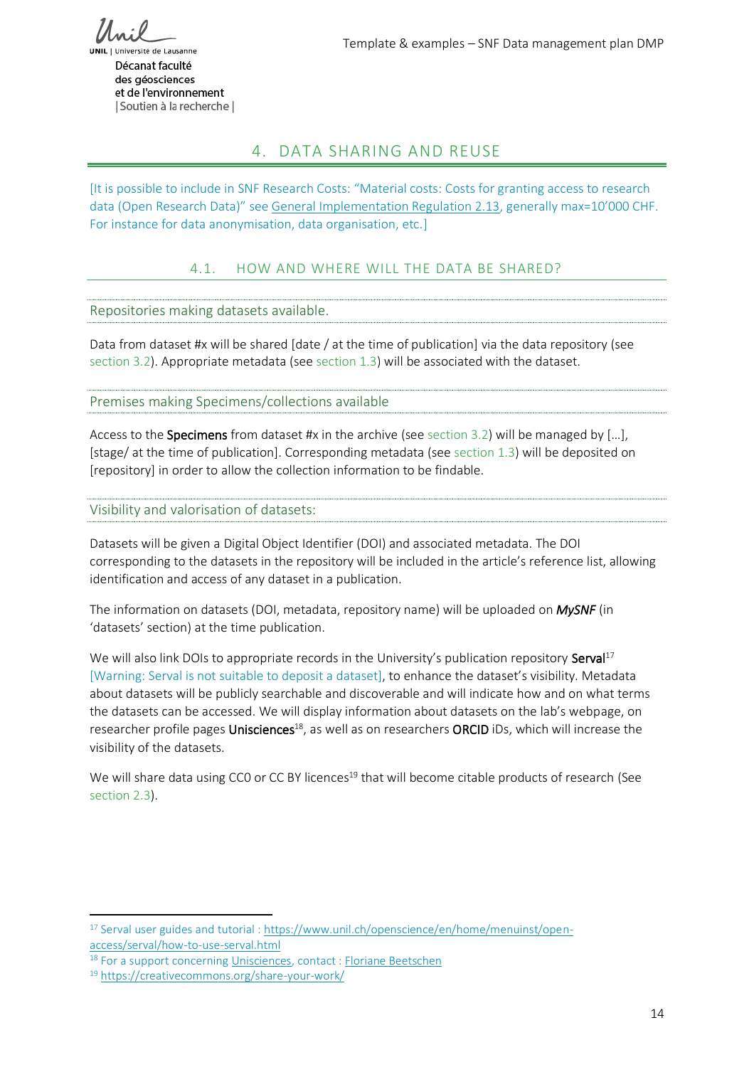# 4. DATA SHARING AND REUSE

[It is possible to include in SNF Research Costs: "Material costs: Costs for granting access to research data (Open Research Data)" see General Implementation Regulation 2.13, generally max=10'000 CHF. For instance for data anonymisation, data organisation, etc.]

## 4.1. HOW AND WHERE WILL THE DATA BE SHARED?

### Repositories making datasets available.

Data from dataset #x will be shared [date / at the time of publication] via the data repository (see section 3.2). Appropriate metadata (see section 1.3) will be associated with the dataset.

### Premises making Specimens/collections available

Access to the **Specimens** from dataset #x in the archive (see section 3.2) will be managed by [...], [stage/ at the time of publication]. Corresponding metadata (see section 1.3) will be deposited on [repository] in order to allow the collection information to be findable.

### Visibility and valorisation of datasets:

Datasets will be given a Digital Object Identifier (DOI) and associated metadata. The DOI corresponding to the datasets in the repository will be included in the article's reference list, allowing identification and access of any dataset in a publication.

The information on datasets (DOI, metadata, repository name) will be uploaded on ***MySNF*** (in 'datasets' section) at the time publication.

We will also link DOIs to appropriate records in the University's publication repository **Serval**[17] [Warning: Serval is not suitable to deposit a dataset], to enhance the dataset's visibility. Metadata about datasets will be publicly searchable and discoverable and will indicate how and on what terms the datasets can be accessed. We will display information about datasets on the lab's webpage, on researcher profile pages **Unisciences**[18], as well as on researchers **ORCID** iDs, which will increase the visibility of the datasets.

We will share data using CC0 or CC BY licences[19] that will become citable products of research (See section 2.3).

---

[17] Serval user guides and tutorial : https://www.unil.ch/openscience/en/home/menuinst/open-access/serval/how-to-use-serval.html

[18] For a support concerning Unisciences, contact : Floriane Beetschen

[19] https://creativecommons.org/share-your-work/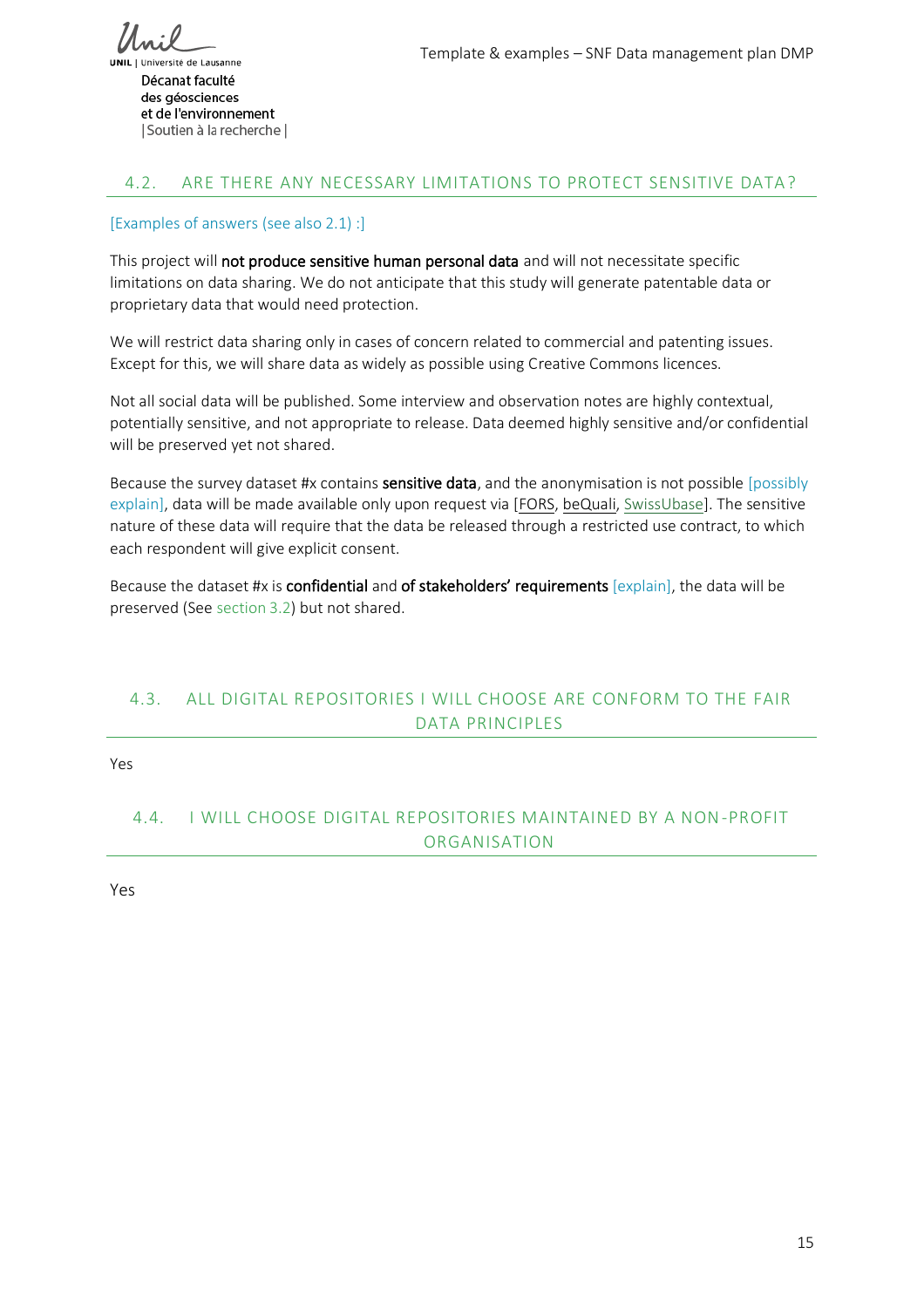## 4.2. ARE THERE ANY NECESSARY LIMITATIONS TO PROTECT SENSITIVE DATA?

[Examples of answers (see also 2.1) :]

This project will **not produce sensitive human personal data** and will not necessitate specific limitations on data sharing. We do not anticipate that this study will generate patentable data or proprietary data that would need protection.

We will restrict data sharing only in cases of concern related to commercial and patenting issues. Except for this, we will share data as widely as possible using Creative Commons licences.

Not all social data will be published. Some interview and observation notes are highly contextual, potentially sensitive, and not appropriate to release. Data deemed highly sensitive and/or confidential will be preserved yet not shared.

Because the survey dataset #x contains **sensitive data**, and the anonymisation is not possible [possibly explain], data will be made available only upon request via [FORS, beQuali, SwissUbase]. The sensitive nature of these data will require that the data be released through a restricted use contract, to which each respondent will give explicit consent.

Because the dataset #x is **confidential** and **of stakeholders' requirements** [explain], the data will be preserved (See section 3.2) but not shared.

## 4.3. ALL DIGITAL REPOSITORIES I WILL CHOOSE ARE CONFORM TO THE FAIR DATA PRINCIPLES

Yes

## 4.4. I WILL CHOOSE DIGITAL REPOSITORIES MAINTAINED BY A NON-PROFIT ORGANISATION

Yes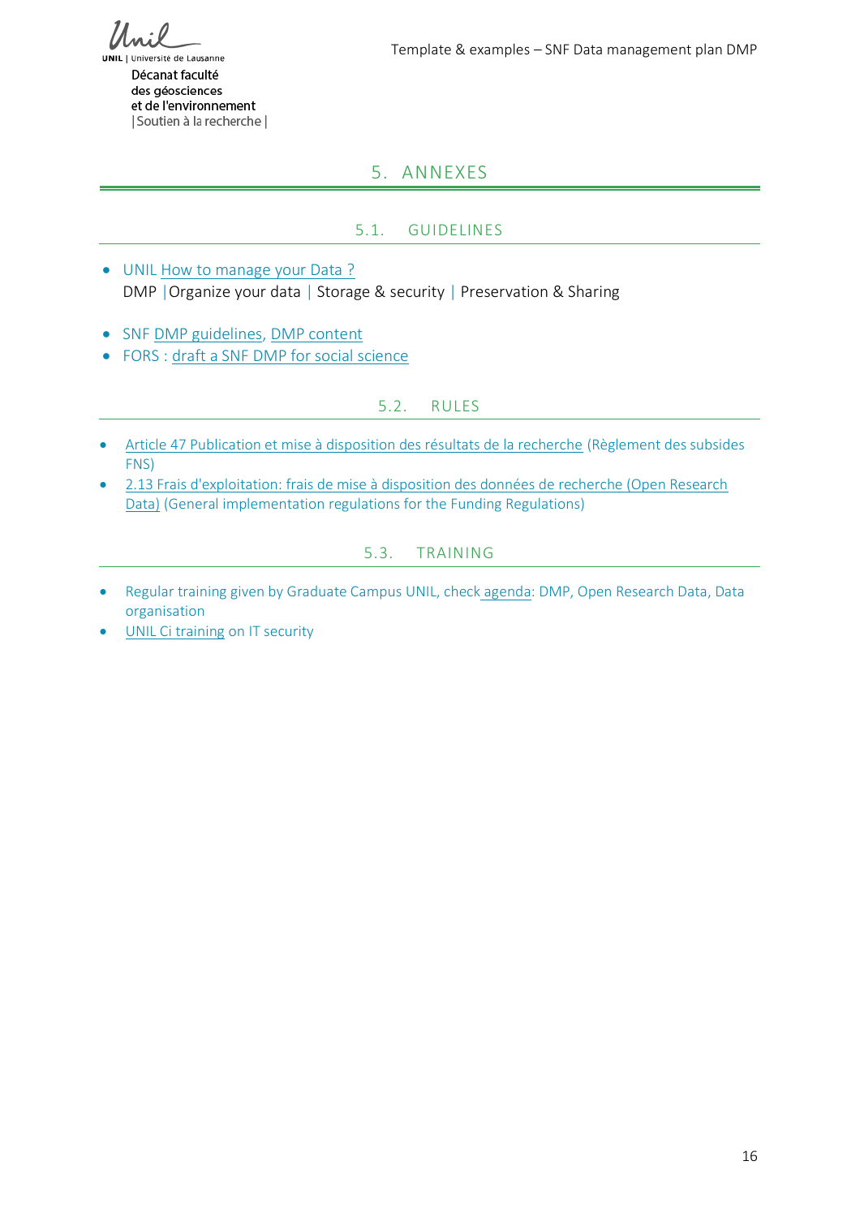# 5. ANNEXES

## 5.1. GUIDELINES

- UNIL How to manage your Data ?
  DMP | Organize your data | Storage & security | Preservation & Sharing
- SNF DMP guidelines, DMP content
- FORS : draft a SNF DMP for social science

## 5.2. RULES

- Article 47 Publication et mise à disposition des résultats de la recherche (Règlement des subsides FNS)
- 2.13 Frais d'exploitation: frais de mise à disposition des données de recherche (Open Research Data) (General implementation regulations for the Funding Regulations)

## 5.3. TRAINING

- Regular training given by Graduate Campus UNIL, check agenda: DMP, Open Research Data, Data organisation
- UNIL Ci training on IT security